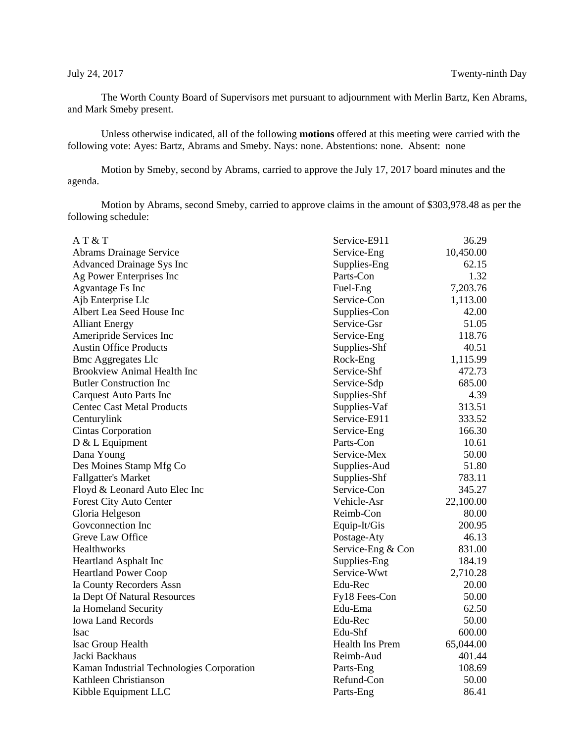July 24, 2017 Twenty-ninth Day

The Worth County Board of Supervisors met pursuant to adjournment with Merlin Bartz, Ken Abrams, and Mark Smeby present.

Unless otherwise indicated, all of the following **motions** offered at this meeting were carried with the following vote: Ayes: Bartz, Abrams and Smeby. Nays: none. Abstentions: none. Absent: none

Motion by Smeby, second by Abrams, carried to approve the July 17, 2017 board minutes and the agenda.

Motion by Abrams, second Smeby, carried to approve claims in the amount of $303,978.48 as per the following schedule:

| | | |
|---|---|---|
| A T & T | Service-E911 | 36.29 |
| Abrams Drainage Service | Service-Eng | 10,450.00 |
| Advanced Drainage Sys Inc | Supplies-Eng | 62.15 |
| Ag Power Enterprises Inc | Parts-Con | 1.32 |
| Agvantage Fs Inc | Fuel-Eng | 7,203.76 |
| Ajb Enterprise Llc | Service-Con | 1,113.00 |
| Albert Lea Seed House Inc | Supplies-Con | 42.00 |
| Alliant Energy | Service-Gsr | 51.05 |
| Ameripride Services Inc | Service-Eng | 118.76 |
| Austin Office Products | Supplies-Shf | 40.51 |
| Bmc Aggregates Llc | Rock-Eng | 1,115.99 |
| Brookview Animal Health Inc | Service-Shf | 472.73 |
| Butler Construction Inc | Service-Sdp | 685.00 |
| Carquest Auto Parts Inc | Supplies-Shf | 4.39 |
| Centec Cast Metal Products | Supplies-Vaf | 313.51 |
| Centurylink | Service-E911 | 333.52 |
| Cintas Corporation | Service-Eng | 166.30 |
| D & L Equipment | Parts-Con | 10.61 |
| Dana Young | Service-Mex | 50.00 |
| Des Moines Stamp Mfg Co | Supplies-Aud | 51.80 |
| Fallgatter's Market | Supplies-Shf | 783.11 |
| Floyd & Leonard Auto Elec Inc | Service-Con | 345.27 |
| Forest City Auto Center | Vehicle-Asr | 22,100.00 |
| Gloria Helgeson | Reimb-Con | 80.00 |
| Govconnection Inc | Equip-It/Gis | 200.95 |
| Greve Law Office | Postage-Aty | 46.13 |
| Healthworks | Service-Eng & Con | 831.00 |
| Heartland Asphalt Inc | Supplies-Eng | 184.19 |
| Heartland Power Coop | Service-Wwt | 2,710.28 |
| Ia County Recorders Assn | Edu-Rec | 20.00 |
| Ia Dept Of Natural Resources | Fy18 Fees-Con | 50.00 |
| Ia Homeland Security | Edu-Ema | 62.50 |
| Iowa Land Records | Edu-Rec | 50.00 |
| Isac | Edu-Shf | 600.00 |
| Isac Group Health | Health Ins Prem | 65,044.00 |
| Jacki Backhaus | Reimb-Aud | 401.44 |
| Kaman Industrial Technologies Corporation | Parts-Eng | 108.69 |
| Kathleen Christianson | Refund-Con | 50.00 |
| Kibble Equipment LLC | Parts-Eng | 86.41 |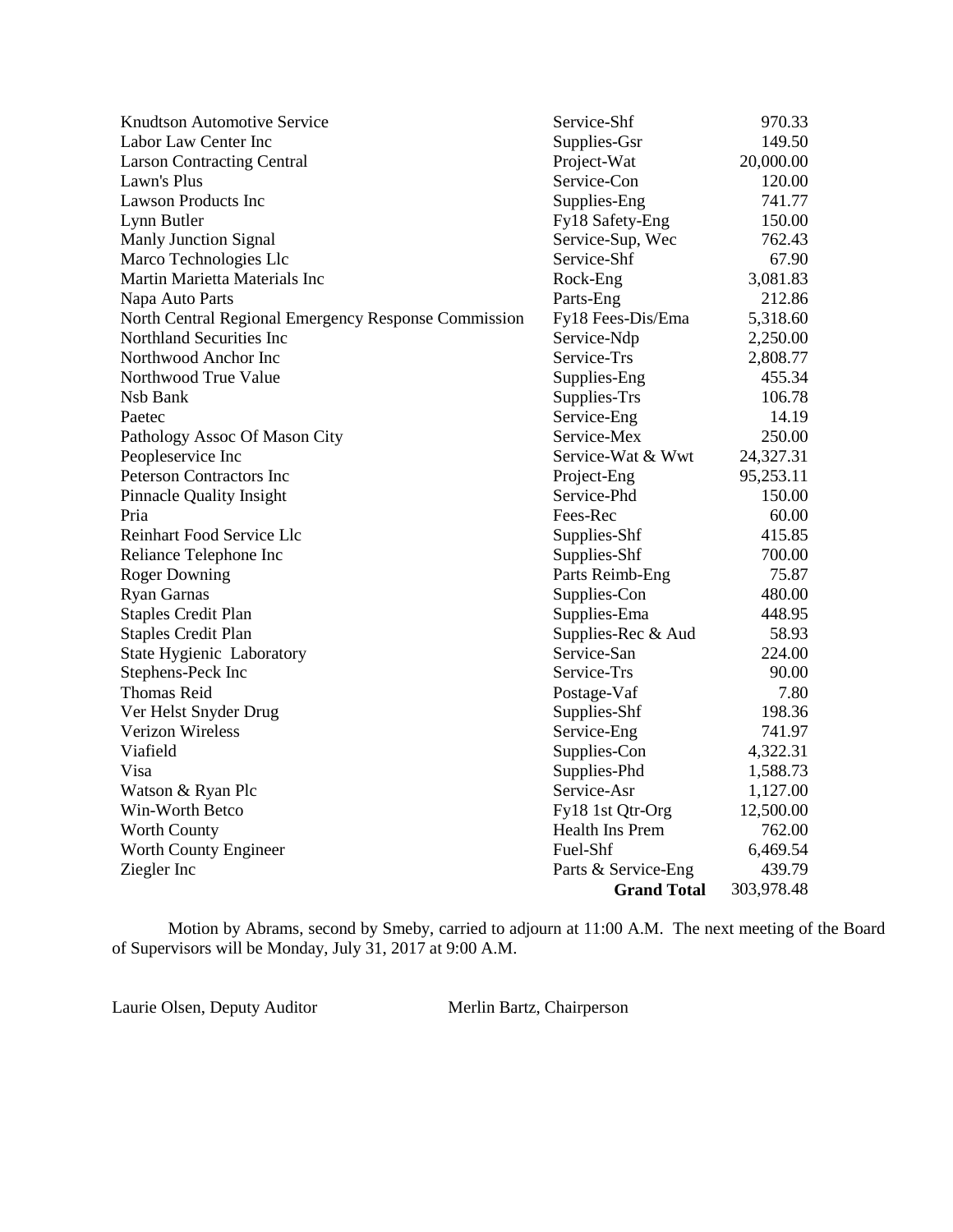| | | |
|---|---|---|
| Knudtson Automotive Service | Service-Shf | 970.33 |
| Labor Law Center Inc | Supplies-Gsr | 149.50 |
| Larson Contracting Central | Project-Wat | 20,000.00 |
| Lawn's Plus | Service-Con | 120.00 |
| Lawson Products Inc | Supplies-Eng | 741.77 |
| Lynn Butler | Fy18 Safety-Eng | 150.00 |
| Manly Junction Signal | Service-Sup, Wec | 762.43 |
| Marco Technologies Llc | Service-Shf | 67.90 |
| Martin Marietta Materials Inc | Rock-Eng | 3,081.83 |
| Napa Auto Parts | Parts-Eng | 212.86 |
| North Central Regional Emergency Response Commission | Fy18 Fees-Dis/Ema | 5,318.60 |
| Northland Securities Inc | Service-Ndp | 2,250.00 |
| Northwood Anchor Inc | Service-Trs | 2,808.77 |
| Northwood True Value | Supplies-Eng | 455.34 |
| Nsb Bank | Supplies-Trs | 106.78 |
| Paetec | Service-Eng | 14.19 |
| Pathology Assoc Of Mason City | Service-Mex | 250.00 |
| Peopleservice Inc | Service-Wat & Wwt | 24,327.31 |
| Peterson Contractors Inc | Project-Eng | 95,253.11 |
| Pinnacle Quality Insight | Service-Phd | 150.00 |
| Pria | Fees-Rec | 60.00 |
| Reinhart Food Service Llc | Supplies-Shf | 415.85 |
| Reliance Telephone Inc | Supplies-Shf | 700.00 |
| Roger Downing | Parts Reimb-Eng | 75.87 |
| Ryan Garnas | Supplies-Con | 480.00 |
| Staples Credit Plan | Supplies-Ema | 448.95 |
| Staples Credit Plan | Supplies-Rec & Aud | 58.93 |
| State Hygienic Laboratory | Service-San | 224.00 |
| Stephens-Peck Inc | Service-Trs | 90.00 |
| Thomas Reid | Postage-Vaf | 7.80 |
| Ver Helst Snyder Drug | Supplies-Shf | 198.36 |
| Verizon Wireless | Service-Eng | 741.97 |
| Viafield | Supplies-Con | 4,322.31 |
| Visa | Supplies-Phd | 1,588.73 |
| Watson & Ryan Plc | Service-Asr | 1,127.00 |
| Win-Worth Betco | Fy18 1st Qtr-Org | 12,500.00 |
| Worth County | Health Ins Prem | 762.00 |
| Worth County Engineer | Fuel-Shf | 6,469.54 |
| Ziegler Inc | Parts & Service-Eng | 439.79 |
| | **Grand Total** | 303,978.48 |

Motion by Abrams, second by Smeby, carried to adjourn at 11:00 A.M. The next meeting of the Board of Supervisors will be Monday, July 31, 2017 at 9:00 A.M.

Laurie Olsen, Deputy Auditor

Merlin Bartz, Chairperson